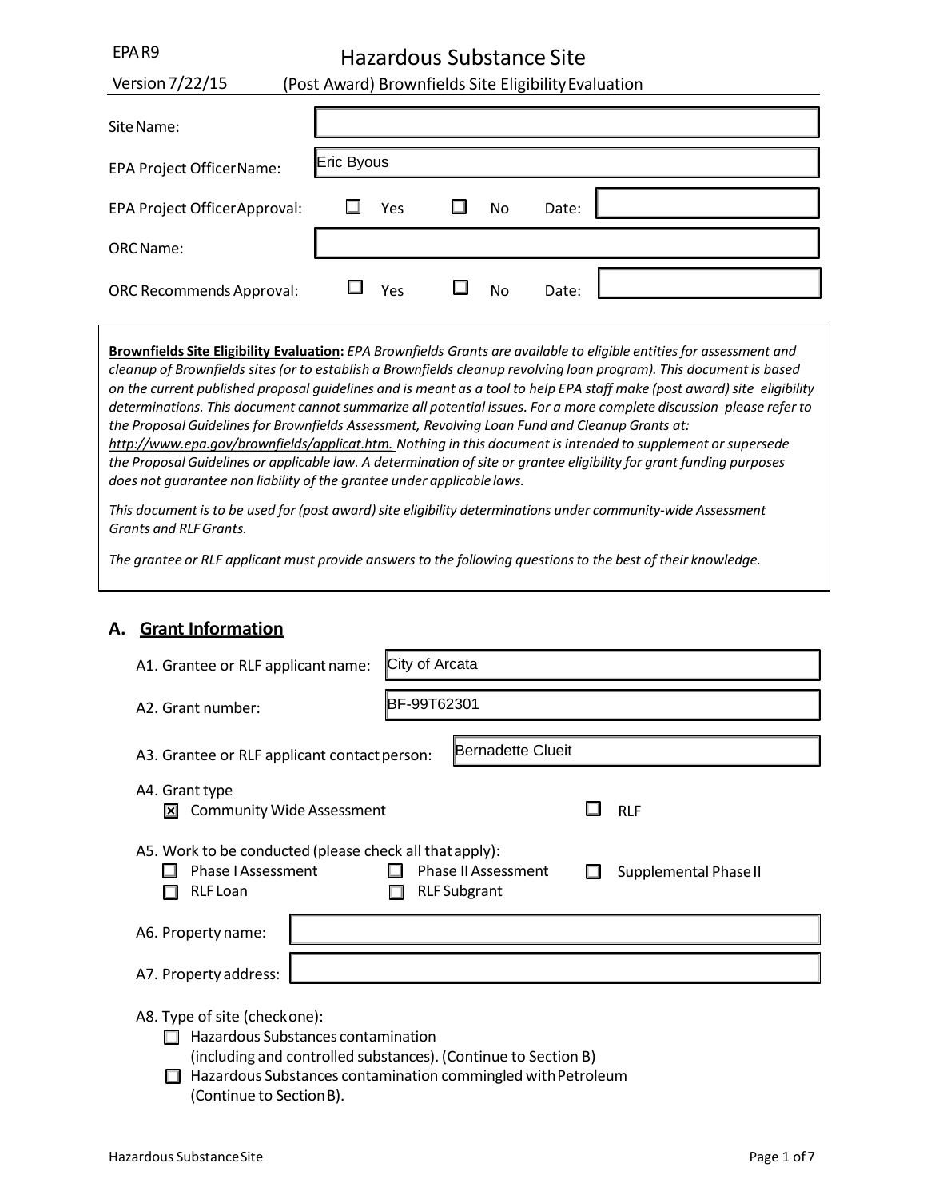EPA R9

Version 7/22/15

# Hazardous Substance Site

## (Post Award) Brownfields Site Eligibility Evaluation

Site Name:

EPA Project Officer Name: Eric Byous

EPA Project Officer Approval: ☐ Yes ☐ No Date:

ORC Name:

ORC Recommends Approval: ☐ Yes ☐ No Date:

**Brownfields Site Eligibility Evaluation:** *EPA Brownfields Grants are available to eligible entities for assessment and cleanup of Brownfields sites (or to establish a Brownfields cleanup revolving loan program). This document is based on the current published proposal guidelines and is meant as a tool to help EPA staff make (post award) site eligibility determinations. This document cannot summarize all potential issues. For a more complete discussion please refer to the Proposal Guidelines for Brownfields Assessment, Revolving Loan Fund and Cleanup Grants at: http://www.epa.gov/brownfields/applicat.htm. Nothing in this document is intended to supplement or supersede the Proposal Guidelines or applicable law. A determination of site or grantee eligibility for grant funding purposes does not guarantee non liability of the grantee under applicable laws.*

*This document is to be used for (post award) site eligibility determinations under community-wide Assessment Grants and RLF Grants.*

*The grantee or RLF applicant must provide answers to the following questions to the best of their knowledge.*

## A. Grant Information

A1. Grantee or RLF applicant name: City of Arcata

A2. Grant number: BF-99T62301

A3. Grantee or RLF applicant contact person: Bernadette Clueit

A4. Grant type

☒ Community Wide Assessment ☐ RLF

A5. Work to be conducted (please check all that apply):

☐ Phase I Assessment ☐ Phase II Assessment ☐ Supplemental Phase II

☐ RLF Loan ☐ RLF Subgrant

A6. Property name:

A7. Property address:

A8. Type of site (check one):

☐ Hazardous Substances contamination (including and controlled substances). (Continue to Section B)

☐ Hazardous Substances contamination commingled with Petroleum (Continue to Section B).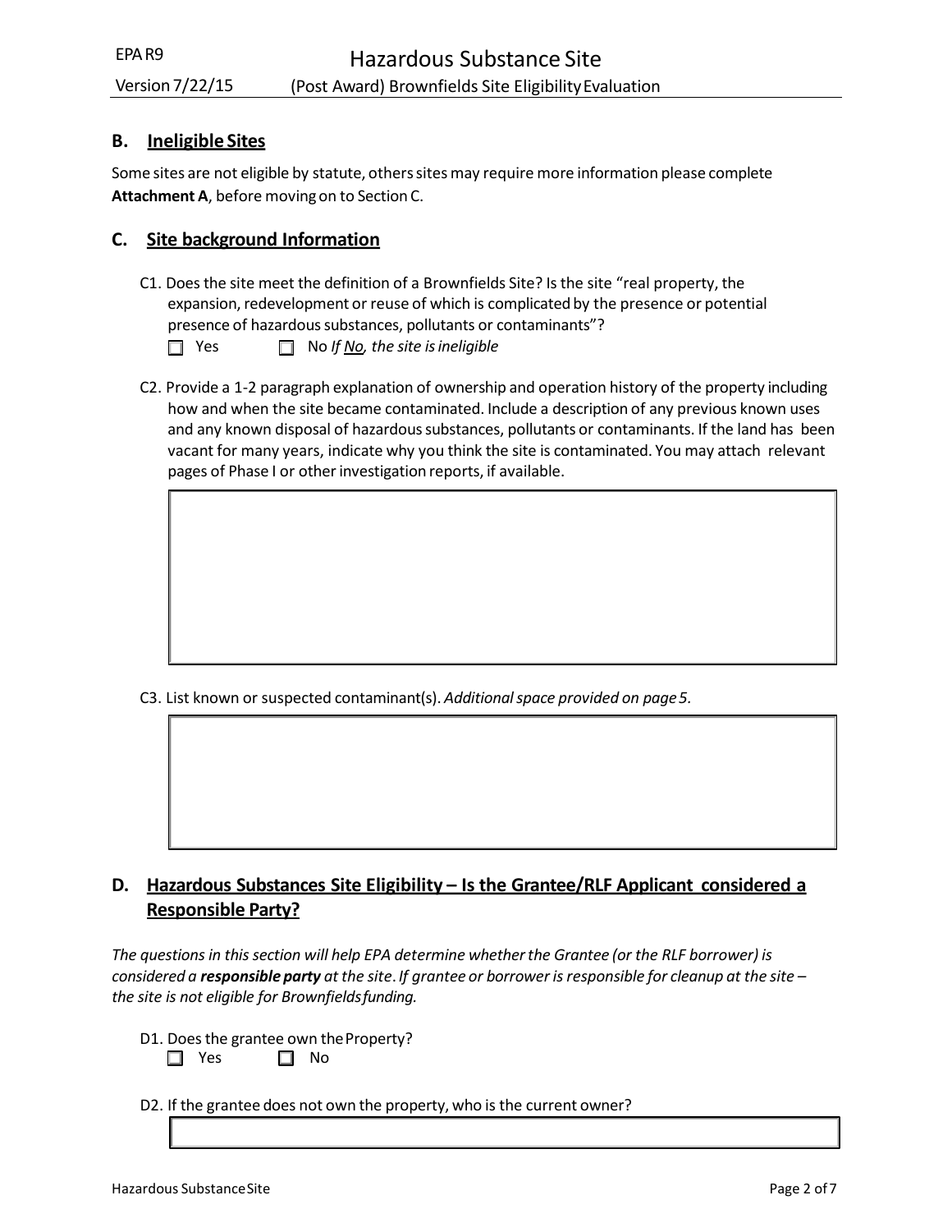## B. Ineligible Sites

Some sites are not eligible by statute, others sites may require more information please complete **Attachment A**, before moving on to Section C.

## C. Site background Information

C1. Does the site meet the definition of a Brownfields Site? Is the site "real property, the expansion, redevelopment or reuse of which is complicated by the presence or potential presence of hazardous substances, pollutants or contaminants"?

☐ Yes ☐ No *If No, the site is ineligible*

C2. Provide a 1-2 paragraph explanation of ownership and operation history of the property including how and when the site became contaminated. Include a description of any previous known uses and any known disposal of hazardous substances, pollutants or contaminants. If the land has been vacant for many years, indicate why you think the site is contaminated. You may attach relevant pages of Phase I or other investigation reports, if available.

C3. List known or suspected contaminant(s). *Additional space provided on page 5.*

## D. Hazardous Substances Site Eligibility – Is the Grantee/RLF Applicant considered a Responsible Party?

*The questions in this section will help EPA determine whether the Grantee (or the RLF borrower) is considered a **responsible party** at the site. If grantee or borrower is responsible for cleanup at the site – the site is not eligible for Brownfields funding.*

D1. Does the grantee own the Property?

☐ Yes ☐ No

D2. If the grantee does not own the property, who is the current owner?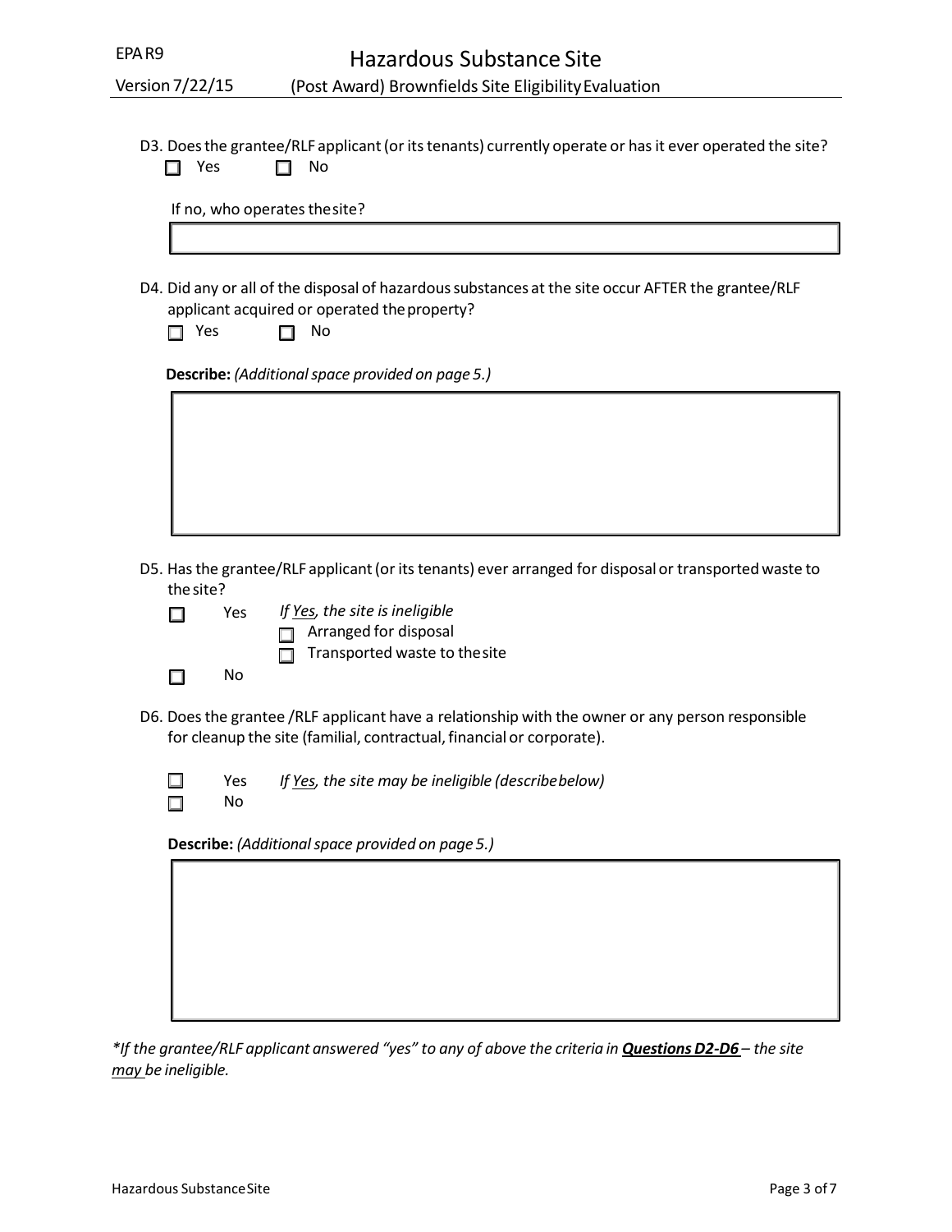D3. Does the grantee/RLF applicant (or its tenants) currently operate or has it ever operated the site?

☐ Yes ☐ No

If no, who operates the site?

D4. Did any or all of the disposal of hazardous substances at the site occur AFTER the grantee/RLF applicant acquired or operated the property?

☐ Yes ☐ No

**Describe:** *(Additional space provided on page 5.)*

D5. Has the grantee/RLF applicant (or its tenants) ever arranged for disposal or transported waste to the site?

☐ Yes *If Yes, the site is ineligible*

☐ Arranged for disposal

☐ Transported waste to the site

☐ No

D6. Does the grantee /RLF applicant have a relationship with the owner or any person responsible for cleanup the site (familial, contractual, financial or corporate).

☐ Yes *If Yes, the site may be ineligible (describe below)*

☐ No

**Describe:** *(Additional space provided on page 5.)*

*\*If the grantee/RLF applicant answered "yes" to any of above the criteria in **Questions D2-D6** – the site may be ineligible.*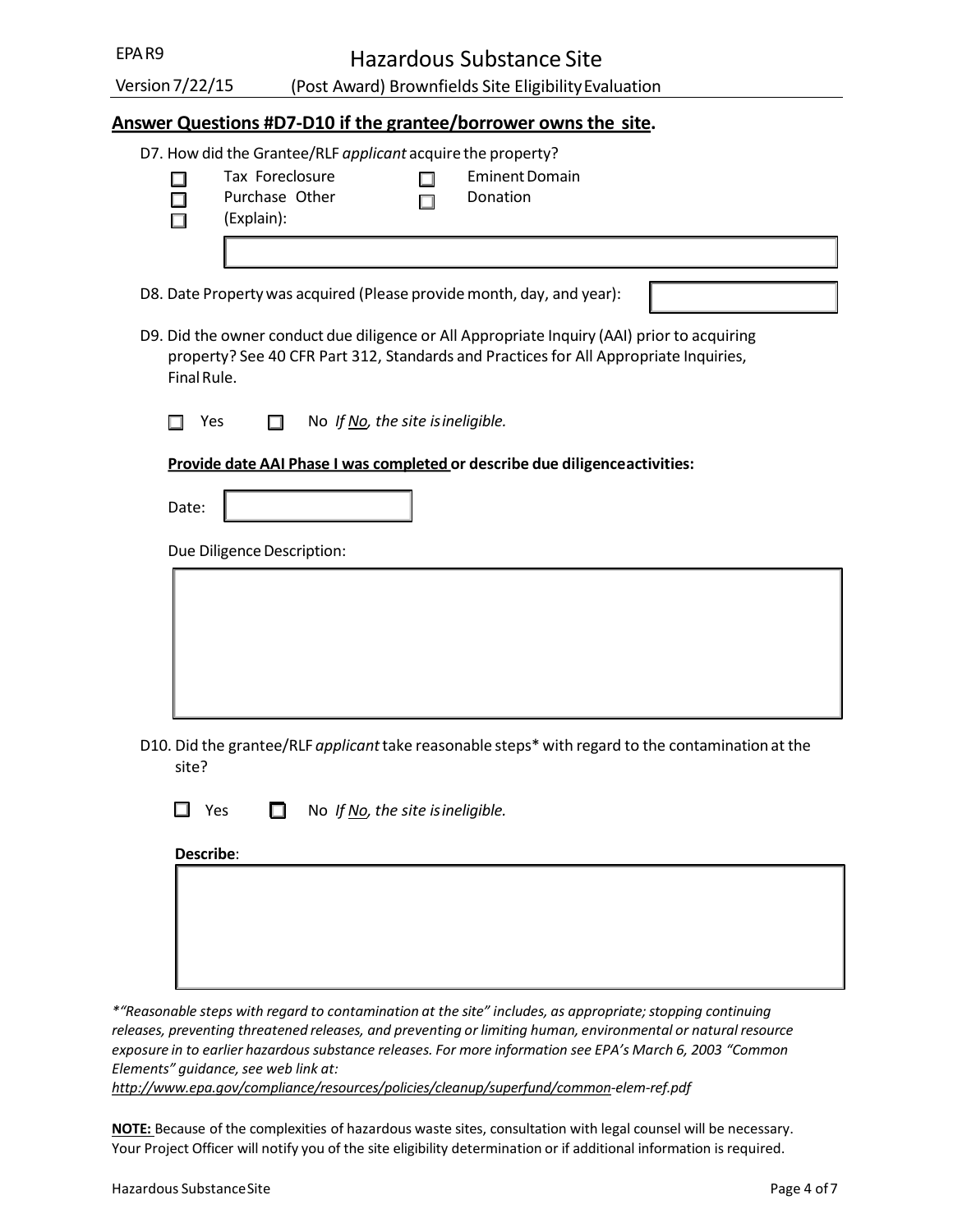**Answer Questions #D7-D10 if the grantee/borrower owns the site.**

D7. How did the Grantee/RLF *applicant* acquire the property?

- ☐ Tax Foreclosure
- ☐ Eminent Domain
- ☐ Purchase
- ☐ Donation
- ☐ Other (Explain):

D8. Date Property was acquired (Please provide month, day, and year):

D9. Did the owner conduct due diligence or All Appropriate Inquiry (AAI) prior to acquiring property? See 40 CFR Part 312, Standards and Practices for All Appropriate Inquiries, Final Rule.

☐ Yes ☐ No *If No, the site is ineligible.*

**Provide date AAI Phase I was completed or describe due diligence activities:**

Date:

Due Diligence Description:

D10. Did the grantee/RLF *applicant* take reasonable steps* with regard to the contamination at the site?

☐ Yes ☐ No *If No, the site is ineligible.*

**Describe**:

*\*"Reasonable steps with regard to contamination at the site" includes, as appropriate; stopping continuing releases, preventing threatened releases, and preventing or limiting human, environmental or natural resource exposure in to earlier hazardous substance releases. For more information see EPA's March 6, 2003 "Common Elements" guidance, see web link at: http://www.epa.gov/compliance/resources/policies/cleanup/superfund/common-elem-ref.pdf*

**NOTE:** Because of the complexities of hazardous waste sites, consultation with legal counsel will be necessary. Your Project Officer will notify you of the site eligibility determination or if additional information is required.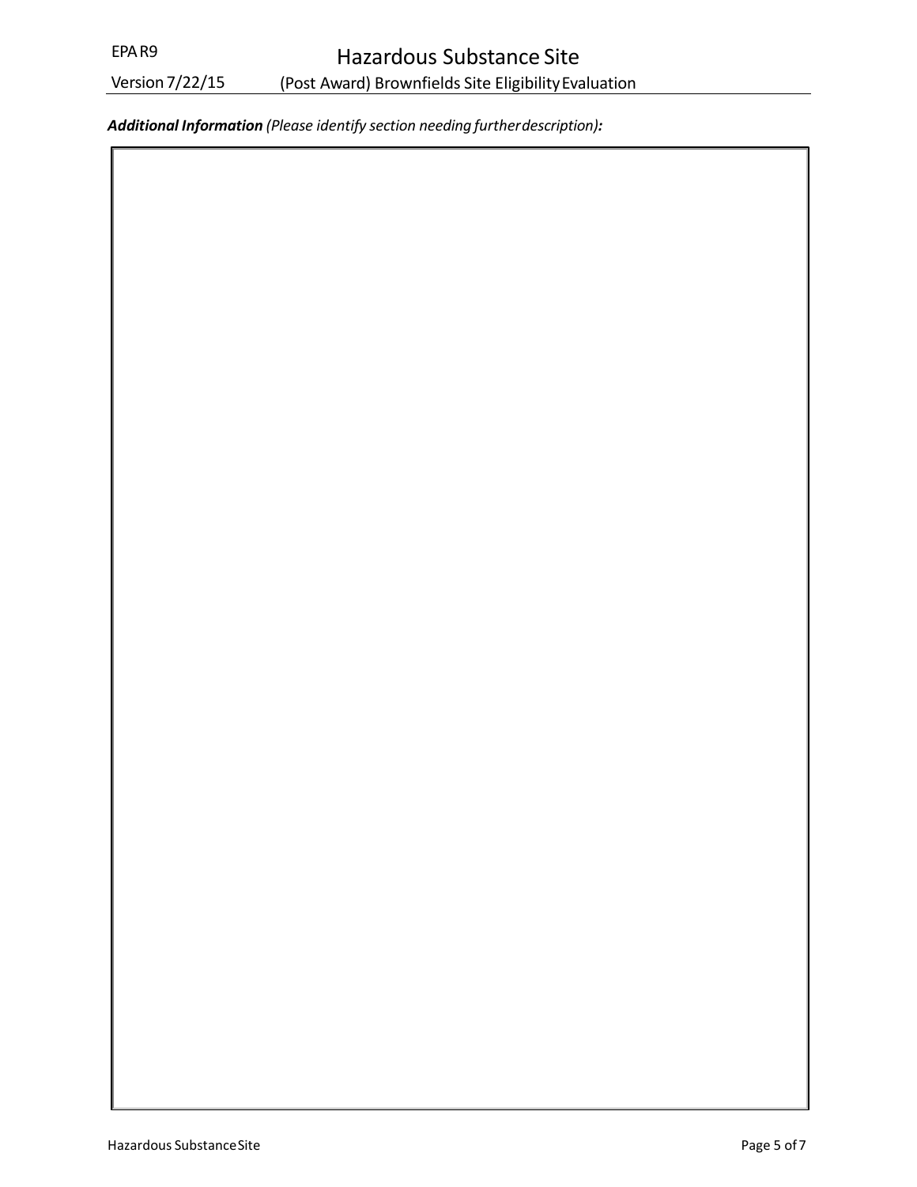***Additional Information** (Please identify section needing further description):*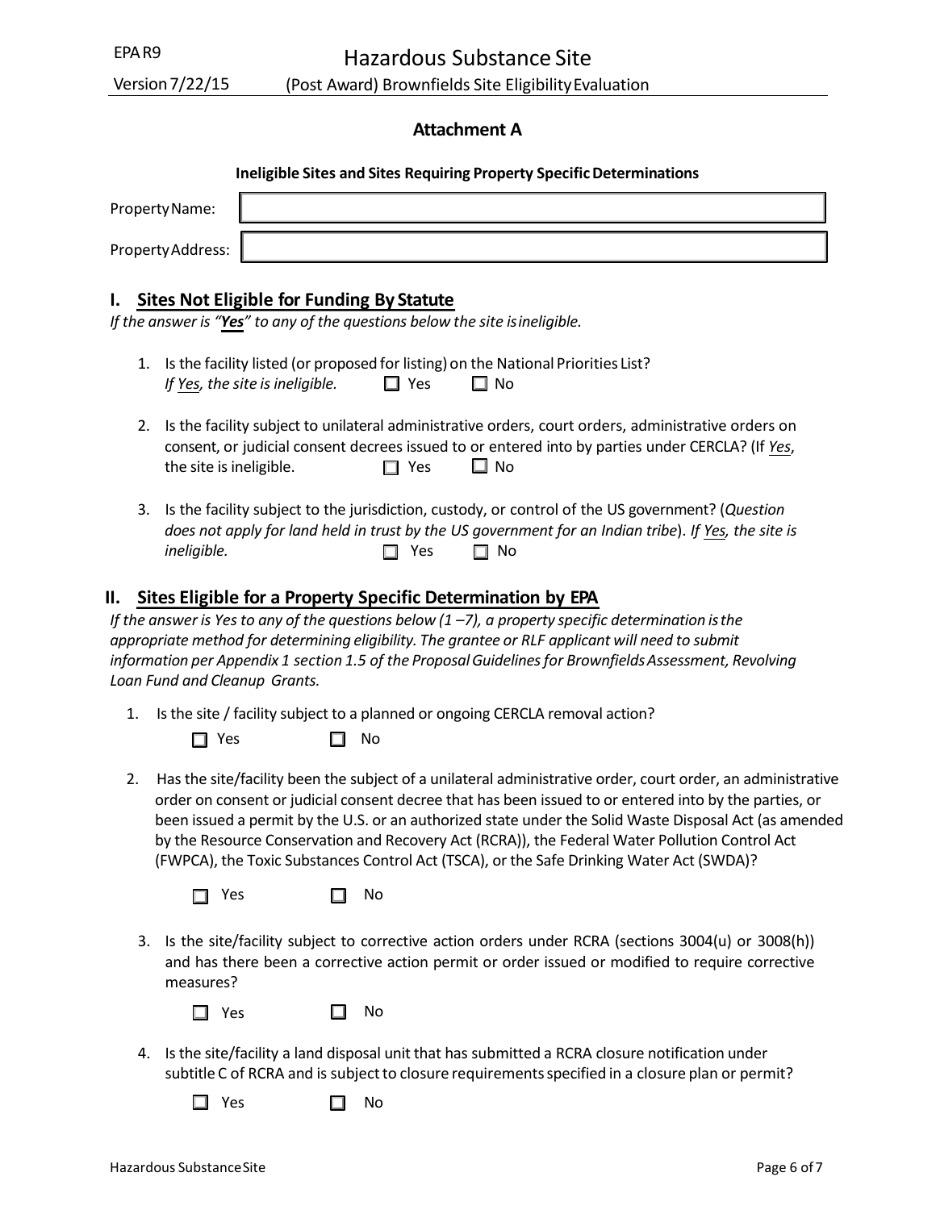## Attachment A

**Ineligible Sites and Sites Requiring Property Specific Determinations**

Property Name: 

Property Address: 

## I. Sites Not Eligible for Funding By Statute

*If the answer is "**Yes**" to any of the questions below the site is ineligible.*

1. Is the facility listed (or proposed for listing) on the National Priorities List?
   *If Yes, the site is ineligible.* ☐ Yes ☐ No

2. Is the facility subject to unilateral administrative orders, court orders, administrative orders on consent, or judicial consent decrees issued to or entered into by parties under CERCLA? (If *Yes*, the site is ineligible. ☐ Yes ☐ No

3. Is the facility subject to the jurisdiction, custody, or control of the US government? (*Question does not apply for land held in trust by the US government for an Indian tribe*). *If Yes, the site is ineligible.* ☐ Yes ☐ No

## II. Sites Eligible for a Property Specific Determination by EPA

*If the answer is Yes to any of the questions below (1 –7), a property specific determination is the appropriate method for determining eligibility. The grantee or RLF applicant will need to submit information per Appendix 1 section 1.5 of the Proposal Guidelines for Brownfields Assessment, Revolving Loan Fund and Cleanup Grants.*

1. Is the site / facility subject to a planned or ongoing CERCLA removal action?

   ☐ Yes ☐ No

2. Has the site/facility been the subject of a unilateral administrative order, court order, an administrative order on consent or judicial consent decree that has been issued to or entered into by the parties, or been issued a permit by the U.S. or an authorized state under the Solid Waste Disposal Act (as amended by the Resource Conservation and Recovery Act (RCRA)), the Federal Water Pollution Control Act (FWPCA), the Toxic Substances Control Act (TSCA), or the Safe Drinking Water Act (SWDA)?

   ☐ Yes ☐ No

3. Is the site/facility subject to corrective action orders under RCRA (sections 3004(u) or 3008(h)) and has there been a corrective action permit or order issued or modified to require corrective measures?

   ☐ Yes ☐ No

4. Is the site/facility a land disposal unit that has submitted a RCRA closure notification under subtitle C of RCRA and is subject to closure requirements specified in a closure plan or permit?

   ☐ Yes ☐ No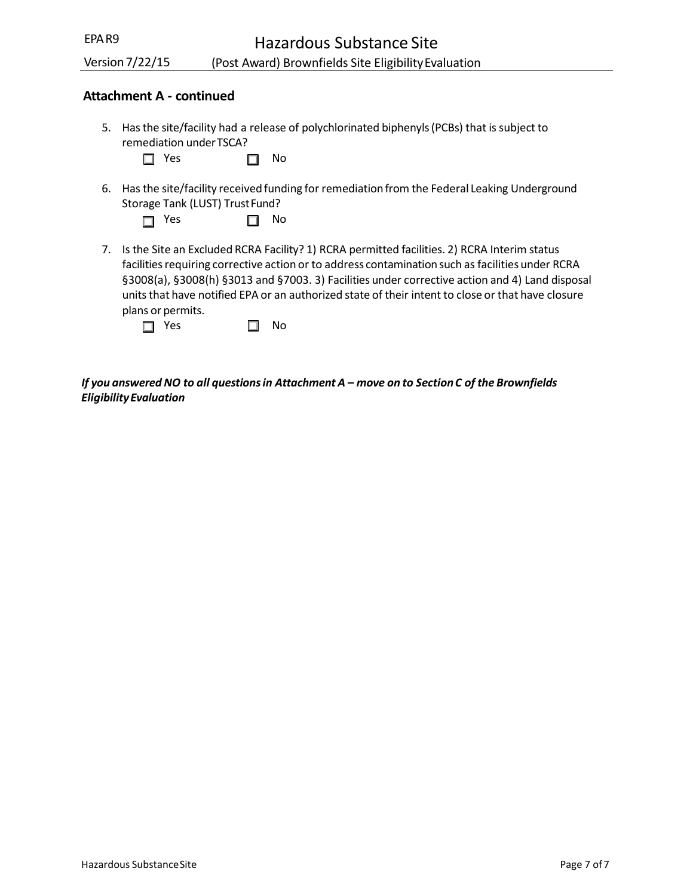## Attachment A - continued

5. Has the site/facility had a release of polychlorinated biphenyls (PCBs) that is subject to remediation under TSCA?

   ☐ Yes ☐ No

6. Has the site/facility received funding for remediation from the Federal Leaking Underground Storage Tank (LUST) Trust Fund?

   ☐ Yes ☐ No

7. Is the Site an Excluded RCRA Facility? 1) RCRA permitted facilities. 2) RCRA Interim status facilities requiring corrective action or to address contamination such as facilities under RCRA §3008(a), §3008(h) §3013 and §7003. 3) Facilities under corrective action and 4) Land disposal units that have notified EPA or an authorized state of their intent to close or that have closure plans or permits.

   ☐ Yes ☐ No

***If you answered NO to all questions in Attachment A – move on to Section C of the Brownfields Eligibility Evaluation***